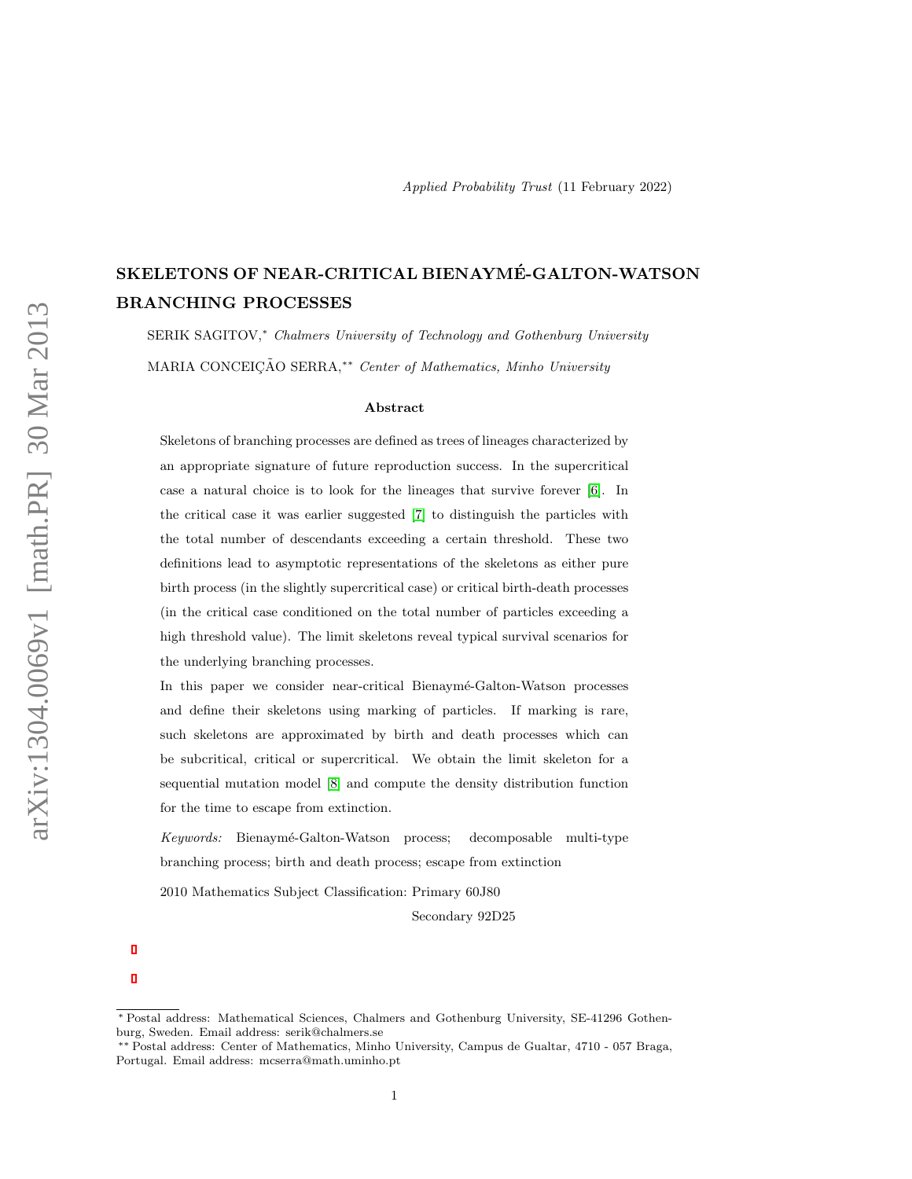Applied Probability Trust (11 February 2022)

# SKELETONS OF NEAR-CRITICAL BIENAYMÉ-GALTON-WATSON BRANCHING PROCESSES

SERIK SAGITOV,* *Chalmers University of Technology and Gothenburg University*

MARIA CONCEIÇÃO SERRA,** *Center of Mathematics, Minho University*

### Abstract

Skeletons of branching processes are defined as trees of lineages characterized by an appropriate signature of future reproduction success. In the supercritical case a natural choice is to look for the lineages that survive forever [6]. In the critical case it was earlier suggested [7] to distinguish the particles with the total number of descendants exceeding a certain threshold. These two definitions lead to asymptotic representations of the skeletons as either pure birth process (in the slightly supercritical case) or critical birth-death processes (in the critical case conditioned on the total number of particles exceeding a high threshold value). The limit skeletons reveal typical survival scenarios for the underlying branching processes.

In this paper we consider near-critical Bienaymé-Galton-Watson processes and define their skeletons using marking of particles. If marking is rare, such skeletons are approximated by birth and death processes which can be subcritical, critical or supercritical. We obtain the limit skeleton for a sequential mutation model [8] and compute the density distribution function for the time to escape from extinction.

*Keywords:* Bienaymé-Galton-Watson process; decomposable multi-type branching process; birth and death process; escape from extinction

2010 Mathematics Subject Classification: Primary 60J80

Secondary 92D25

---

* Postal address: Mathematical Sciences, Chalmers and Gothenburg University, SE-41296 Gothenburg, Sweden. Email address: serik@chalmers.se

** Postal address: Center of Mathematics, Minho University, Campus de Gualtar, 4710 - 057 Braga, Portugal. Email address: mcserra@math.uminho.pt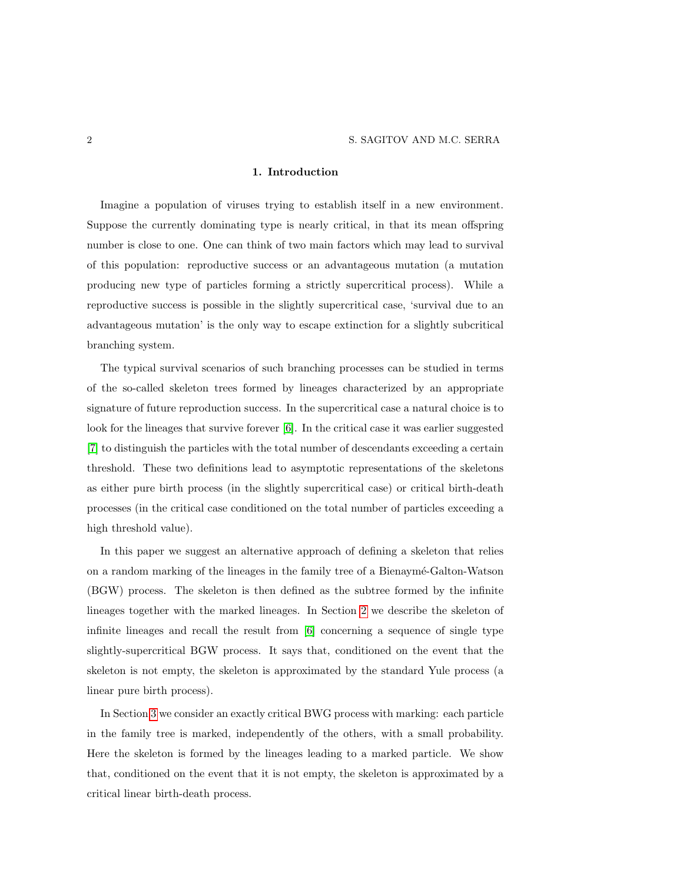## 1. Introduction

Imagine a population of viruses trying to establish itself in a new environment. Suppose the currently dominating type is nearly critical, in that its mean offspring number is close to one. One can think of two main factors which may lead to survival of this population: reproductive success or an advantageous mutation (a mutation producing new type of particles forming a strictly supercritical process). While a reproductive success is possible in the slightly supercritical case, 'survival due to an advantageous mutation' is the only way to escape extinction for a slightly subcritical branching system.

The typical survival scenarios of such branching processes can be studied in terms of the so-called skeleton trees formed by lineages characterized by an appropriate signature of future reproduction success. In the supercritical case a natural choice is to look for the lineages that survive forever [6]. In the critical case it was earlier suggested [7] to distinguish the particles with the total number of descendants exceeding a certain threshold. These two definitions lead to asymptotic representations of the skeletons as either pure birth process (in the slightly supercritical case) or critical birth-death processes (in the critical case conditioned on the total number of particles exceeding a high threshold value).

In this paper we suggest an alternative approach of defining a skeleton that relies on a random marking of the lineages in the family tree of a Bienaymé-Galton-Watson (BGW) process. The skeleton is then defined as the subtree formed by the infinite lineages together with the marked lineages. In Section 2 we describe the skeleton of infinite lineages and recall the result from [6] concerning a sequence of single type slightly-supercritical BGW process. It says that, conditioned on the event that the skeleton is not empty, the skeleton is approximated by the standard Yule process (a linear pure birth process).

In Section 3 we consider an exactly critical BWG process with marking: each particle in the family tree is marked, independently of the others, with a small probability. Here the skeleton is formed by the lineages leading to a marked particle. We show that, conditioned on the event that it is not empty, the skeleton is approximated by a critical linear birth-death process.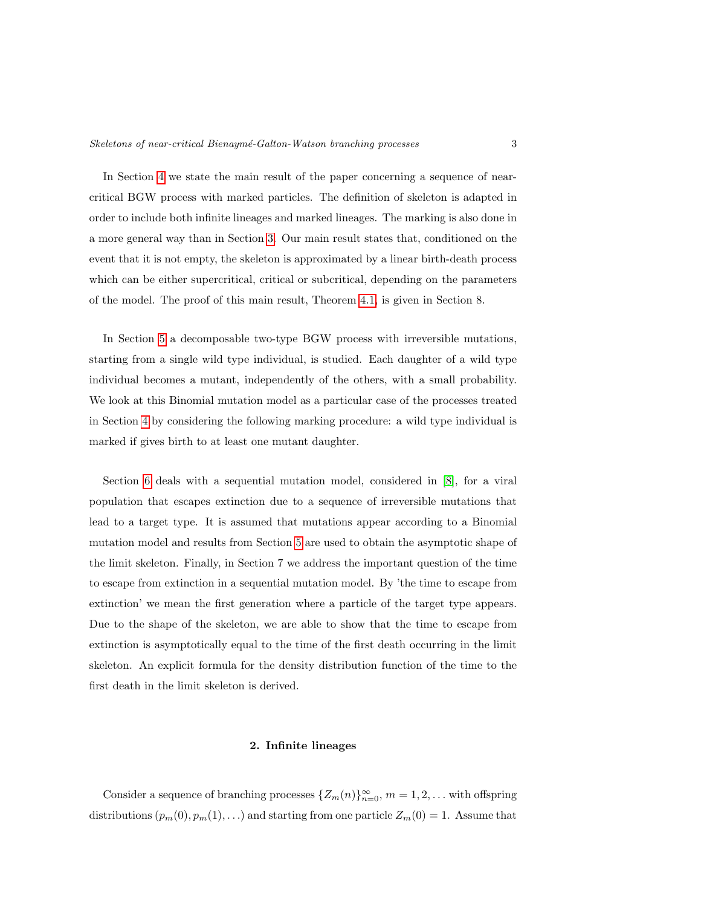In Section 4 we state the main result of the paper concerning a sequence of near-critical BGW process with marked particles. The definition of skeleton is adapted in order to include both infinite lineages and marked lineages. The marking is also done in a more general way than in Section 3. Our main result states that, conditioned on the event that it is not empty, the skeleton is approximated by a linear birth-death process which can be either supercritical, critical or subcritical, depending on the parameters of the model. The proof of this main result, Theorem 4.1, is given in Section 8.

In Section 5 a decomposable two-type BGW process with irreversible mutations, starting from a single wild type individual, is studied. Each daughter of a wild type individual becomes a mutant, independently of the others, with a small probability. We look at this Binomial mutation model as a particular case of the processes treated in Section 4 by considering the following marking procedure: a wild type individual is marked if gives birth to at least one mutant daughter.

Section 6 deals with a sequential mutation model, considered in [8], for a viral population that escapes extinction due to a sequence of irreversible mutations that lead to a target type. It is assumed that mutations appear according to a Binomial mutation model and results from Section 5 are used to obtain the asymptotic shape of the limit skeleton. Finally, in Section 7 we address the important question of the time to escape from extinction in a sequential mutation model. By 'the time to escape from extinction' we mean the first generation where a particle of the target type appears. Due to the shape of the skeleton, we are able to show that the time to escape from extinction is asymptotically equal to the time of the first death occurring in the limit skeleton. An explicit formula for the density distribution function of the time to the first death in the limit skeleton is derived.

## 2. Infinite lineages

Consider a sequence of branching processes $\{Z_m(n)\}_{n=0}^{\infty}$, $m = 1, 2, \ldots$ with offspring distributions $(p_m(0), p_m(1), \ldots)$ and starting from one particle $Z_m(0) = 1$. Assume that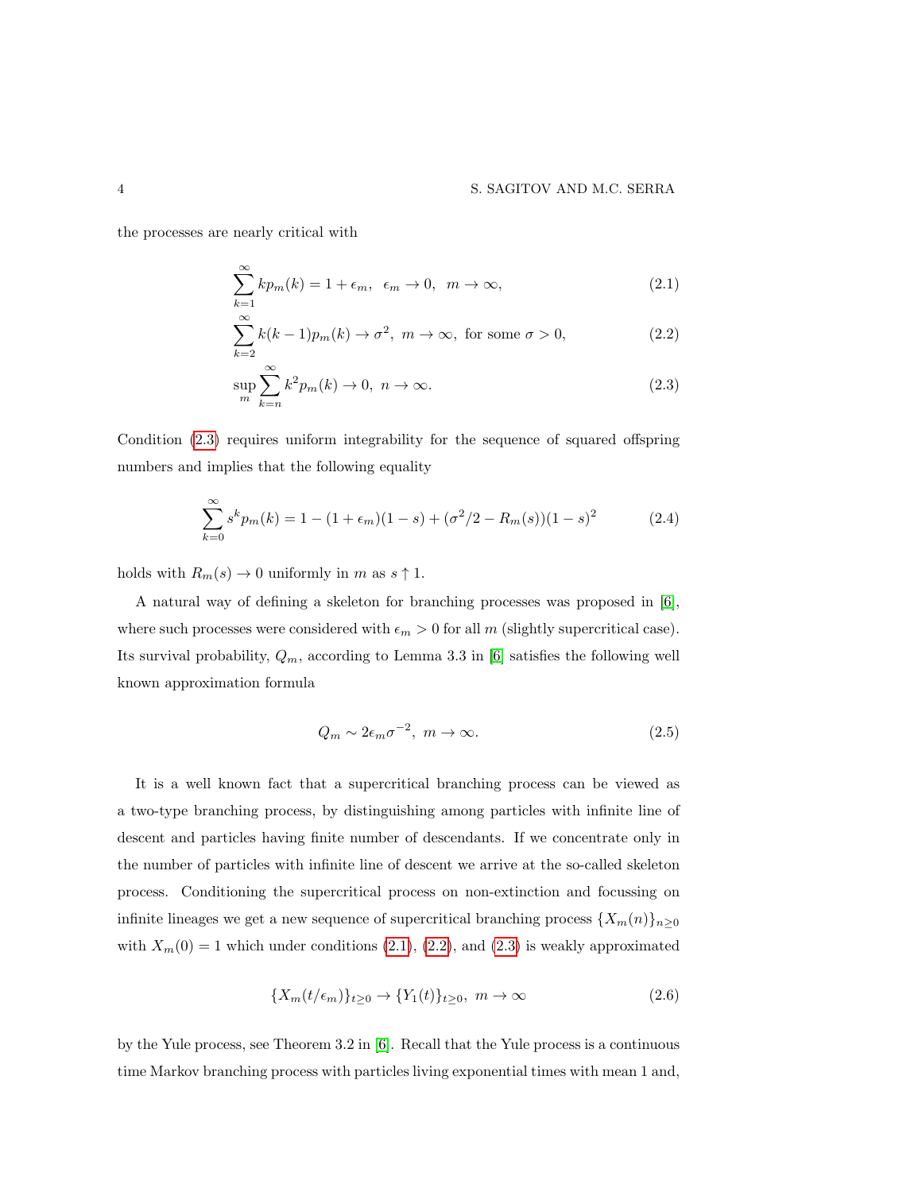the processes are nearly critical with

$$\sum_{k=1}^{\infty} k p_m(k) = 1 + \epsilon_m, \ \ \epsilon_m \to 0, \ \ m \to \infty, \tag{2.1}$$

$$\sum_{k=2}^{\infty} k(k-1) p_m(k) \to \sigma^2, \ m \to \infty, \text{ for some } \sigma > 0, \tag{2.2}$$

$$\sup_m \sum_{k=n}^{\infty} k^2 p_m(k) \to 0, \ n \to \infty. \tag{2.3}$$

Condition (2.3) requires uniform integrability for the sequence of squared offspring numbers and implies that the following equality

$$\sum_{k=0}^{\infty} s^k p_m(k) = 1 - (1+\epsilon_m)(1-s) + (\sigma^2/2 - R_m(s))(1-s)^2 \tag{2.4}$$

holds with $R_m(s) \to 0$ uniformly in $m$ as $s \uparrow 1$.

A natural way of defining a skeleton for branching processes was proposed in [6], where such processes were considered with $\epsilon_m > 0$ for all $m$ (slightly supercritical case). Its survival probability, $Q_m$, according to Lemma 3.3 in [6] satisfies the following well known approximation formula

$$Q_m \sim 2\epsilon_m \sigma^{-2}, \ m \to \infty. \tag{2.5}$$

It is a well known fact that a supercritical branching process can be viewed as a two-type branching process, by distinguishing among particles with infinite line of descent and particles having finite number of descendants. If we concentrate only in the number of particles with infinite line of descent we arrive at the so-called skeleton process. Conditioning the supercritical process on non-extinction and focussing on infinite lineages we get a new sequence of supercritical branching process $\{X_m(n)\}_{n \geq 0}$ with $X_m(0) = 1$ which under conditions (2.1), (2.2), and (2.3) is weakly approximated

$$\{X_m(t/\epsilon_m)\}_{t \geq 0} \to \{Y_1(t)\}_{t \geq 0}, \ m \to \infty \tag{2.6}$$

by the Yule process, see Theorem 3.2 in [6]. Recall that the Yule process is a continuous time Markov branching process with particles living exponential times with mean 1 and,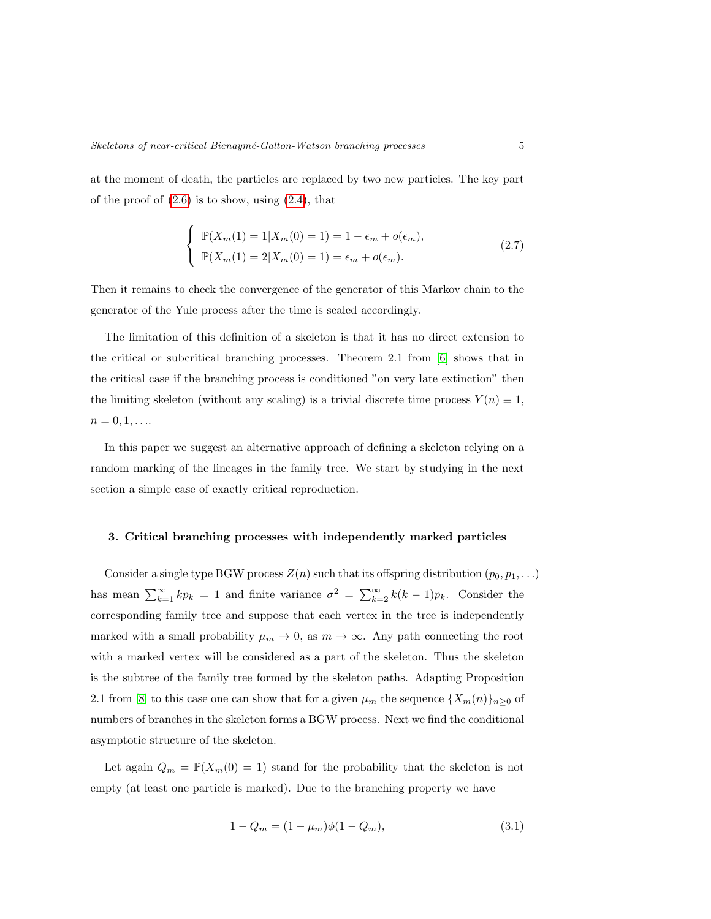at the moment of death, the particles are replaced by two new particles. The key part of the proof of (2.6) is to show, using (2.4), that

$$\begin{cases} \mathbb{P}(X_m(1) = 1 | X_m(0) = 1) = 1 - \epsilon_m + o(\epsilon_m), \\ \mathbb{P}(X_m(1) = 2 | X_m(0) = 1) = \epsilon_m + o(\epsilon_m). \end{cases} \tag{2.7}$$

Then it remains to check the convergence of the generator of this Markov chain to the generator of the Yule process after the time is scaled accordingly.

The limitation of this definition of a skeleton is that it has no direct extension to the critical or subcritical branching processes. Theorem 2.1 from [6] shows that in the critical case if the branching process is conditioned "on very late extinction" then the limiting skeleton (without any scaling) is a trivial discrete time process $Y(n) \equiv 1$, $n = 0, 1, \ldots$.

In this paper we suggest an alternative approach of defining a skeleton relying on a random marking of the lineages in the family tree. We start by studying in the next section a simple case of exactly critical reproduction.

## 3. Critical branching processes with independently marked particles

Consider a single type BGW process $Z(n)$ such that its offspring distribution $(p_0, p_1, \ldots)$ has mean $\sum_{k=1}^{\infty} kp_k = 1$ and finite variance $\sigma^2 = \sum_{k=2}^{\infty} k(k-1)p_k$. Consider the corresponding family tree and suppose that each vertex in the tree is independently marked with a small probability $\mu_m \to 0$, as $m \to \infty$. Any path connecting the root with a marked vertex will be considered as a part of the skeleton. Thus the skeleton is the subtree of the family tree formed by the skeleton paths. Adapting Proposition 2.1 from [8] to this case one can show that for a given $\mu_m$ the sequence $\{X_m(n)\}_{n \geq 0}$ of numbers of branches in the skeleton forms a BGW process. Next we find the conditional asymptotic structure of the skeleton.

Let again $Q_m = \mathbb{P}(X_m(0) = 1)$ stand for the probability that the skeleton is not empty (at least one particle is marked). Due to the branching property we have

$$1 - Q_m = (1 - \mu_m)\phi(1 - Q_m), \tag{3.1}$$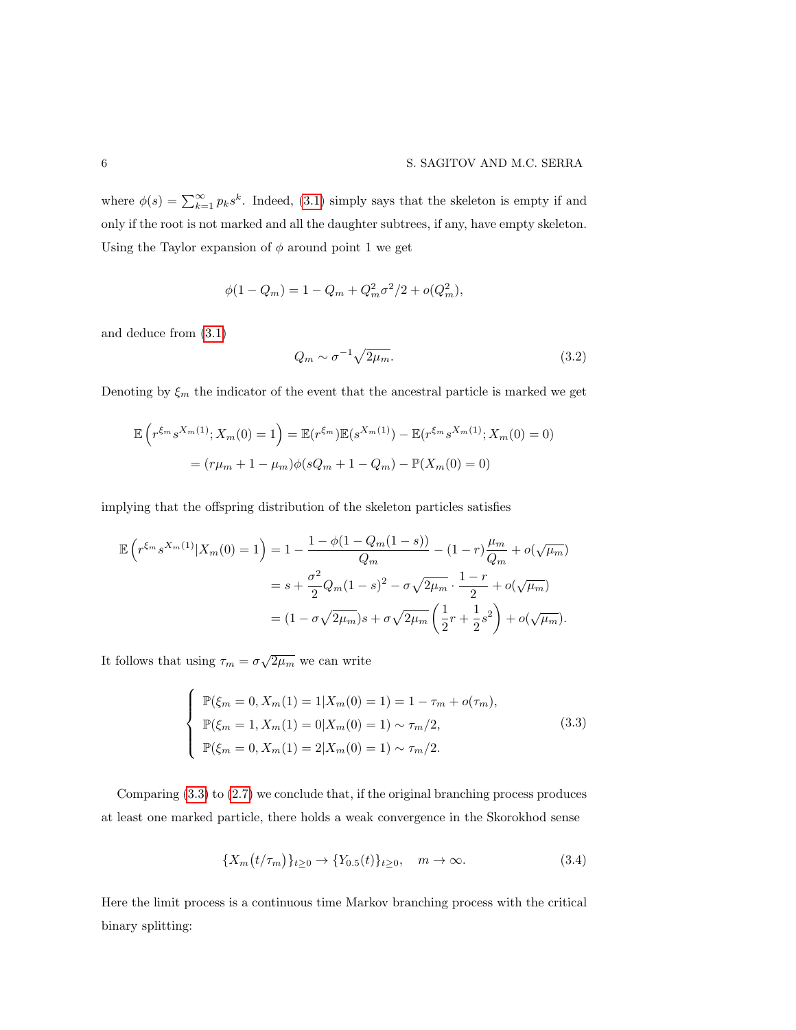where $\phi(s) = \sum_{k=1}^{\infty} p_k s^k$. Indeed, (3.1) simply says that the skeleton is empty if and only if the root is not marked and all the daughter subtrees, if any, have empty skeleton. Using the Taylor expansion of $\phi$ around point 1 we get

$$\phi(1 - Q_m) = 1 - Q_m + Q_m^2 \sigma^2/2 + o(Q_m^2),$$

and deduce from (3.1)

$$Q_m \sim \sigma^{-1}\sqrt{2\mu_m}. \tag{3.2}$$

Denoting by $\xi_m$ the indicator of the event that the ancestral particle is marked we get

$$\begin{aligned}
\mathbb{E}\left(r^{\xi_m} s^{X_m(1)}; X_m(0) = 1\right) &= \mathbb{E}(r^{\xi_m})\mathbb{E}(s^{X_m(1)}) - \mathbb{E}(r^{\xi_m} s^{X_m(1)}; X_m(0) = 0) \\
&= (r\mu_m + 1 - \mu_m)\phi(sQ_m + 1 - Q_m) - \mathbb{P}(X_m(0) = 0)
\end{aligned}$$

implying that the offspring distribution of the skeleton particles satisfies

$$\begin{aligned}
\mathbb{E}\left(r^{\xi_m} s^{X_m(1)} | X_m(0) = 1\right) &= 1 - \frac{1 - \phi(1 - Q_m(1-s))}{Q_m} - (1-r)\frac{\mu_m}{Q_m} + o(\sqrt{\mu_m}) \\
&= s + \frac{\sigma^2}{2} Q_m (1-s)^2 - \sigma\sqrt{2\mu_m} \cdot \frac{1-r}{2} + o(\sqrt{\mu_m}) \\
&= (1 - \sigma\sqrt{2\mu_m})s + \sigma\sqrt{2\mu_m}\left(\frac{1}{2}r + \frac{1}{2}s^2\right) + o(\sqrt{\mu_m}).
\end{aligned}$$

It follows that using $\tau_m = \sigma\sqrt{2\mu_m}$ we can write

$$\begin{cases}
\mathbb{P}(\xi_m = 0, X_m(1) = 1 | X_m(0) = 1) = 1 - \tau_m + o(\tau_m), \\
\mathbb{P}(\xi_m = 1, X_m(1) = 0 | X_m(0) = 1) \sim \tau_m/2, \\
\mathbb{P}(\xi_m = 0, X_m(1) = 2 | X_m(0) = 1) \sim \tau_m/2.
\end{cases} \tag{3.3}$$

Comparing (3.3) to (2.7) we conclude that, if the original branching process produces at least one marked particle, there holds a weak convergence in the Skorokhod sense

$$\{X_m(t/\tau_m)\}_{t\ge 0} \to \{Y_{0.5}(t)\}_{t\ge 0}, \quad m \to \infty. \tag{3.4}$$

Here the limit process is a continuous time Markov branching process with the critical binary splitting: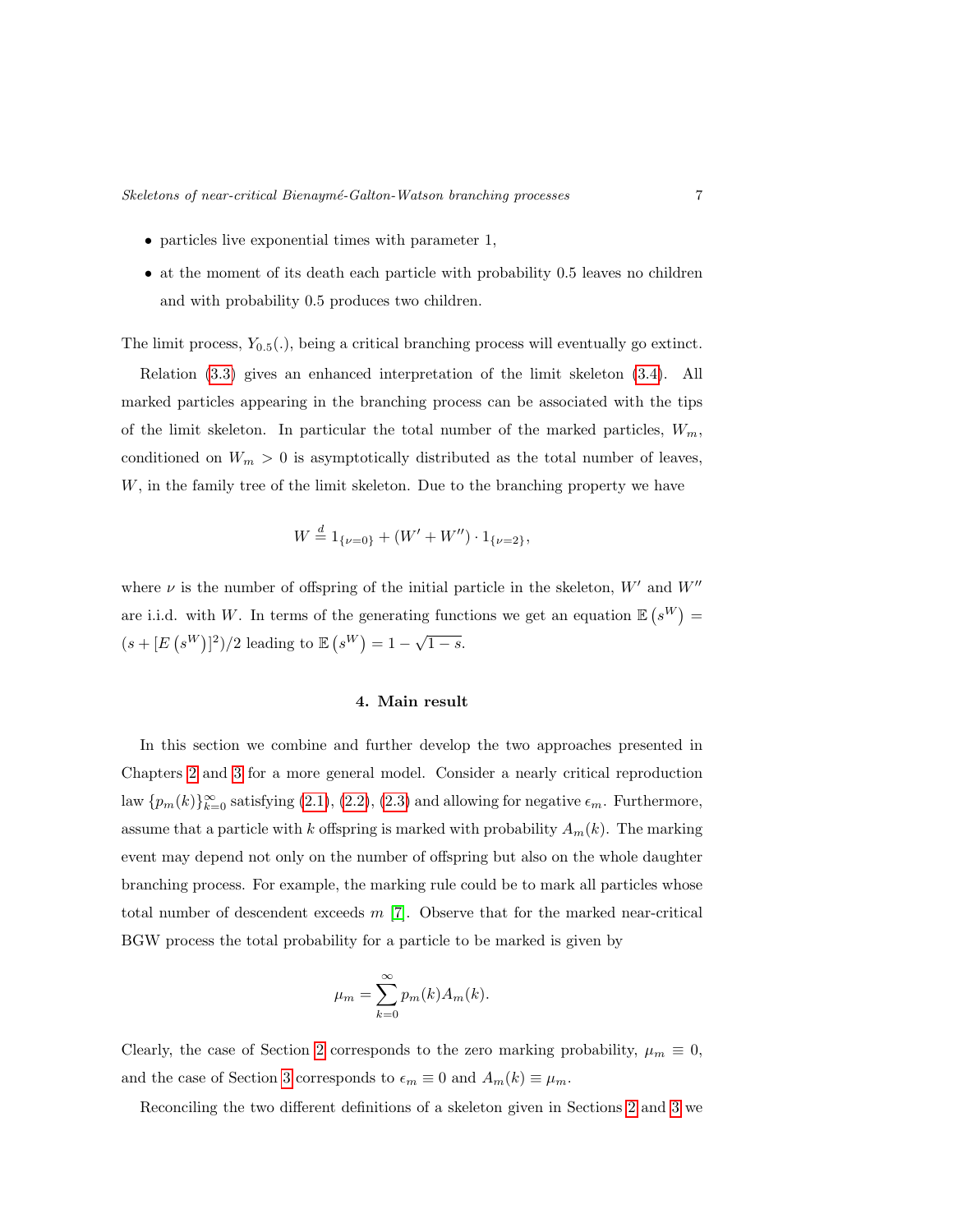- particles live exponential times with parameter 1,
- at the moment of its death each particle with probability 0.5 leaves no children and with probability 0.5 produces two children.

The limit process, $Y_{0.5}(.)$, being a critical branching process will eventually go extinct.

Relation (3.3) gives an enhanced interpretation of the limit skeleton (3.4). All marked particles appearing in the branching process can be associated with the tips of the limit skeleton. In particular the total number of the marked particles, $W_m$, conditioned on $W_m > 0$ is asymptotically distributed as the total number of leaves, $W$, in the family tree of the limit skeleton. Due to the branching property we have

$$W \stackrel{d}{=} 1_{\{\nu=0\}} + (W' + W'') \cdot 1_{\{\nu=2\}},$$

where $\nu$ is the number of offspring of the initial particle in the skeleton, $W'$ and $W''$ are i.i.d. with $W$. In terms of the generating functions we get an equation $\mathbb{E}\left(s^W\right) = (s + [E\left(s^W\right)]^2)/2$ leading to $\mathbb{E}\left(s^W\right) = 1 - \sqrt{1-s}$.

## 4. Main result

In this section we combine and further develop the two approaches presented in Chapters 2 and 3 for a more general model. Consider a nearly critical reproduction law $\{p_m(k)\}_{k=0}^{\infty}$ satisfying (2.1), (2.2), (2.3) and allowing for negative $\epsilon_m$. Furthermore, assume that a particle with $k$ offspring is marked with probability $A_m(k)$. The marking event may depend not only on the number of offspring but also on the whole daughter branching process. For example, the marking rule could be to mark all particles whose total number of descendent exceeds $m$ [7]. Observe that for the marked near-critical BGW process the total probability for a particle to be marked is given by

$$\mu_m = \sum_{k=0}^{\infty} p_m(k) A_m(k).$$

Clearly, the case of Section 2 corresponds to the zero marking probability, $\mu_m \equiv 0$, and the case of Section 3 corresponds to $\epsilon_m \equiv 0$ and $A_m(k) \equiv \mu_m$.

Reconciling the two different definitions of a skeleton given in Sections 2 and 3 we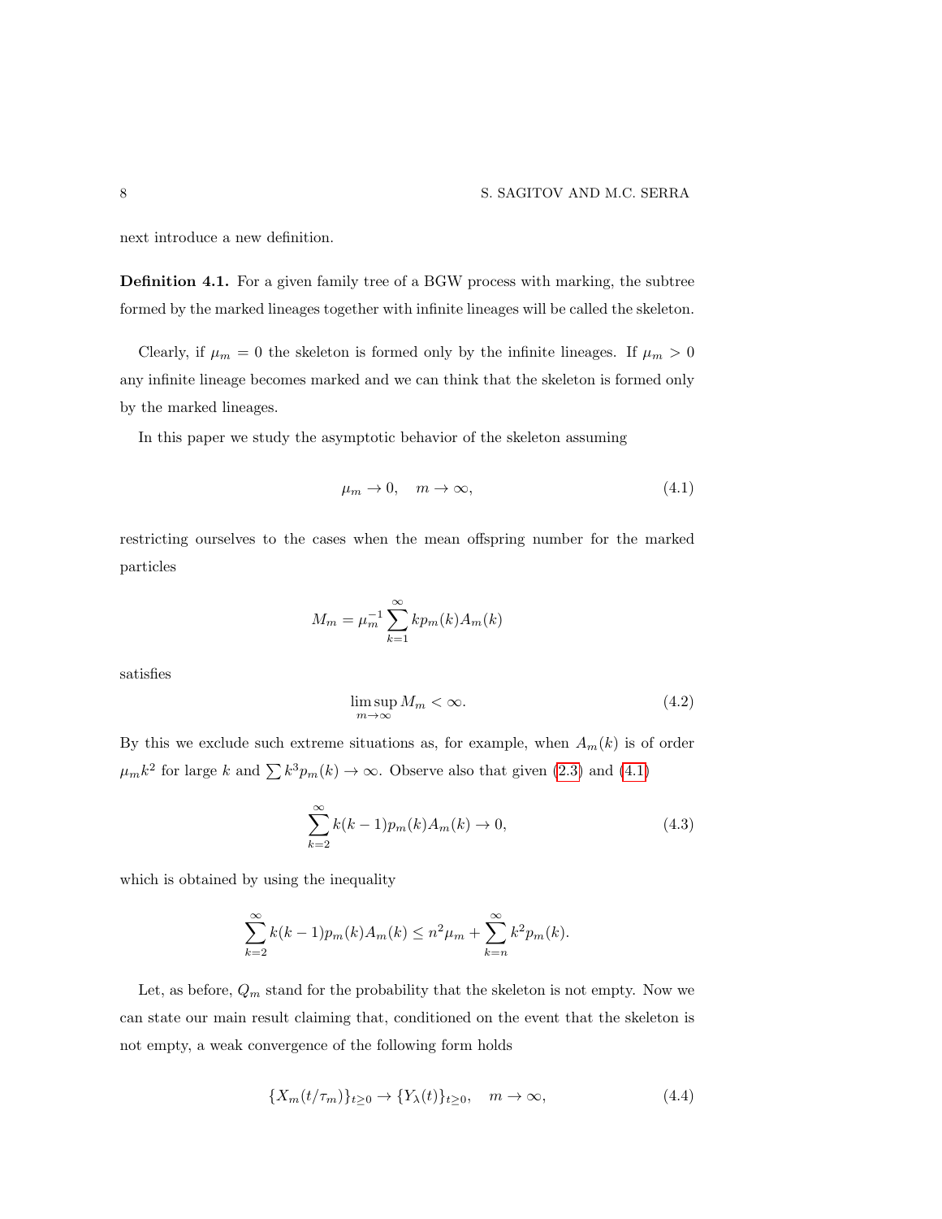next introduce a new definition.

**Definition 4.1.** For a given family tree of a BGW process with marking, the subtree formed by the marked lineages together with infinite lineages will be called the skeleton.

Clearly, if $\mu_m = 0$ the skeleton is formed only by the infinite lineages. If $\mu_m > 0$ any infinite lineage becomes marked and we can think that the skeleton is formed only by the marked lineages.

In this paper we study the asymptotic behavior of the skeleton assuming

$$\mu_m \to 0, \quad m \to \infty, \tag{4.1}$$

restricting ourselves to the cases when the mean offspring number for the marked particles

$$M_m = \mu_m^{-1} \sum_{k=1}^{\infty} k p_m(k) A_m(k)$$

satisfies

$$\limsup_{m \to \infty} M_m < \infty. \tag{4.2}$$

By this we exclude such extreme situations as, for example, when $A_m(k)$ is of order $\mu_m k^2$ for large $k$ and $\sum k^3 p_m(k) \to \infty$. Observe also that given (2.3) and (4.1)

$$\sum_{k=2}^{\infty} k(k-1) p_m(k) A_m(k) \to 0, \tag{4.3}$$

which is obtained by using the inequality

$$\sum_{k=2}^{\infty} k(k-1) p_m(k) A_m(k) \le n^2 \mu_m + \sum_{k=n}^{\infty} k^2 p_m(k).$$

Let, as before, $Q_m$ stand for the probability that the skeleton is not empty. Now we can state our main result claiming that, conditioned on the event that the skeleton is not empty, a weak convergence of the following form holds

$$\{X_m(t/\tau_m)\}_{t \ge 0} \to \{Y_\lambda(t)\}_{t \ge 0}, \quad m \to \infty, \tag{4.4}$$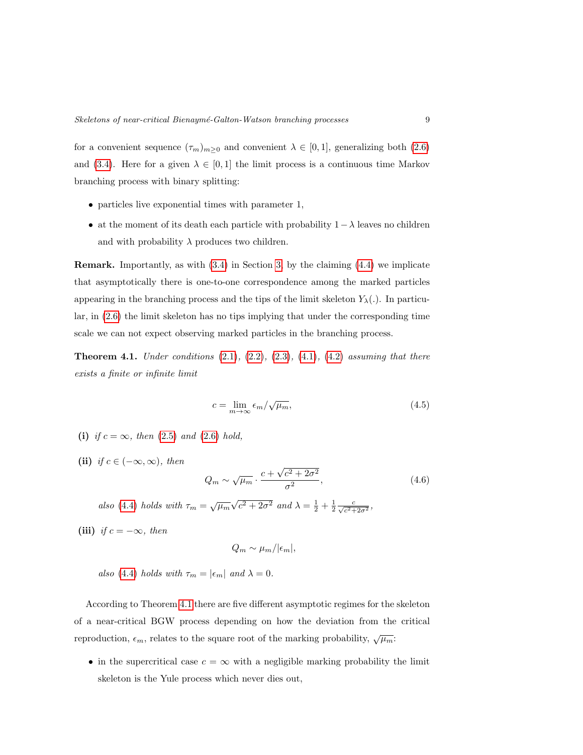for a convenient sequence $(\tau_m)_{m\ge0}$ and convenient $\lambda \in [0,1]$, generalizing both (2.6) and (3.4). Here for a given $\lambda \in [0,1]$ the limit process is a continuous time Markov branching process with binary splitting:

- particles live exponential times with parameter 1,
- at the moment of its death each particle with probability $1-\lambda$ leaves no children and with probability $\lambda$ produces two children.

**Remark.** Importantly, as with (3.4) in Section 3, by the claiming (4.4) we implicate that asymptotically there is one-to-one correspondence among the marked particles appearing in the branching process and the tips of the limit skeleton $Y_\lambda(.)$. In particular, in (2.6) the limit skeleton has no tips implying that under the corresponding time scale we can not expect observing marked particles in the branching process.

**Theorem 4.1.** *Under conditions (2.1), (2.2), (2.3), (4.1), (4.2) assuming that there exists a finite or infinite limit*

$$c = \lim_{m\to\infty} \epsilon_m/\sqrt{\mu_m}, \tag{4.5}$$

**(i)** *if $c = \infty$, then (2.5) and (2.6) hold,*

**(ii)** *if $c \in (-\infty, \infty)$, then*

$$Q_m \sim \sqrt{\mu_m}\cdot \frac{c+\sqrt{c^2+2\sigma^2}}{\sigma^2}, \tag{4.6}$$

*also (4.4) holds with $\tau_m = \sqrt{\mu_m}\sqrt{c^2+2\sigma^2}$ and $\lambda = \frac{1}{2}+\frac{1}{2}\frac{c}{\sqrt{c^2+2\sigma^2}}$,*

**(iii)** *if $c = -\infty$, then*

$$Q_m \sim \mu_m/|\epsilon_m|,$$

*also (4.4) holds with $\tau_m = |\epsilon_m|$ and $\lambda = 0$.*

According to Theorem 4.1 there are five different asymptotic regimes for the skeleton of a near-critical BGW process depending on how the deviation from the critical reproduction, $\epsilon_m$, relates to the square root of the marking probability, $\sqrt{\mu_m}$:

- in the supercritical case $c = \infty$ with a negligible marking probability the limit skeleton is the Yule process which never dies out,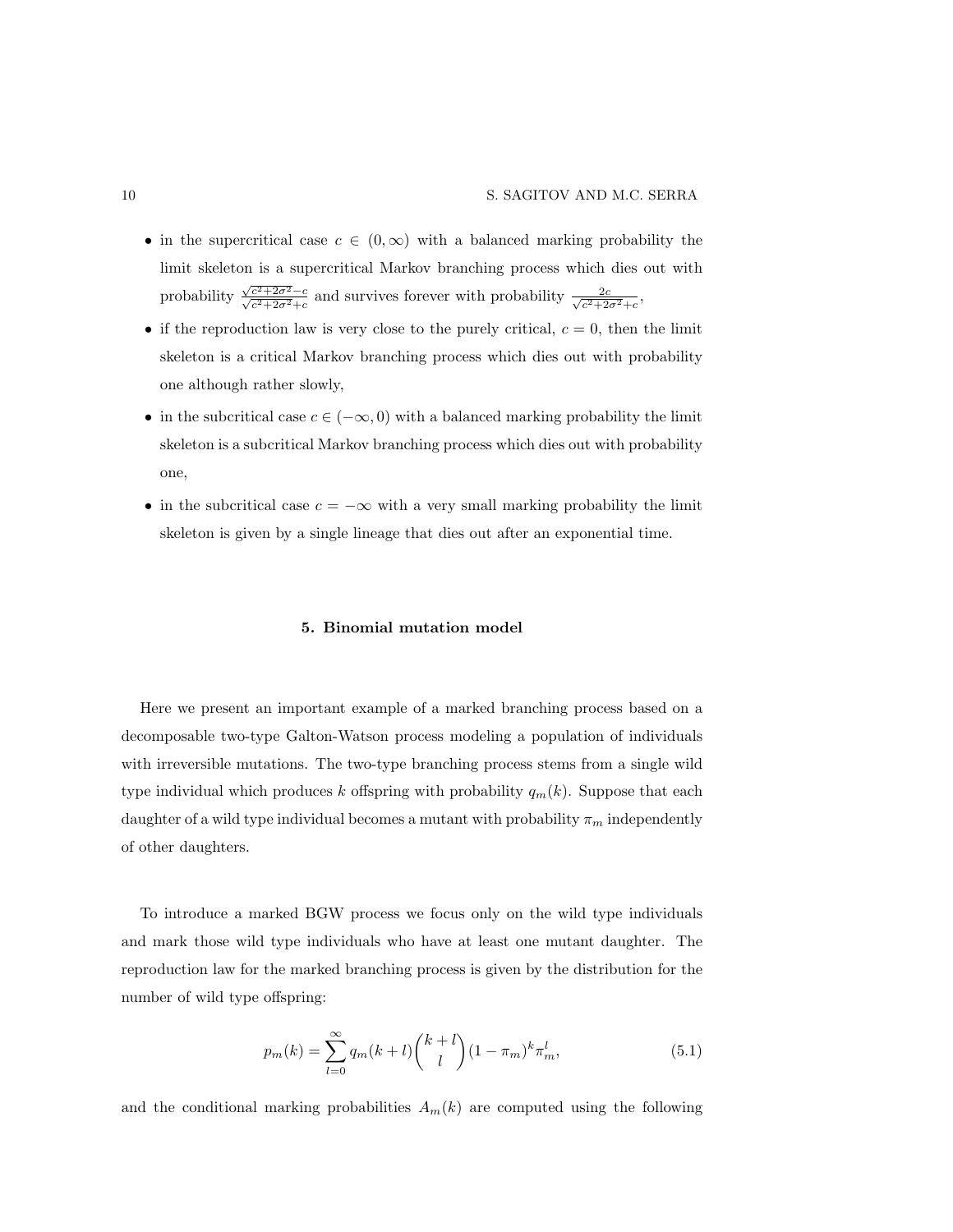- in the supercritical case $c \in (0, \infty)$ with a balanced marking probability the limit skeleton is a supercritical Markov branching process which dies out with probability $\frac{\sqrt{c^2+2\sigma^2}-c}{\sqrt{c^2+2\sigma^2}+c}$ and survives forever with probability $\frac{2c}{\sqrt{c^2+2\sigma^2}+c}$,
- if the reproduction law is very close to the purely critical, $c = 0$, then the limit skeleton is a critical Markov branching process which dies out with probability one although rather slowly,
- in the subcritical case $c \in (-\infty, 0)$ with a balanced marking probability the limit skeleton is a subcritical Markov branching process which dies out with probability one,
- in the subcritical case $c = -\infty$ with a very small marking probability the limit skeleton is given by a single lineage that dies out after an exponential time.

## 5. Binomial mutation model

Here we present an important example of a marked branching process based on a decomposable two-type Galton-Watson process modeling a population of individuals with irreversible mutations. The two-type branching process stems from a single wild type individual which produces $k$ offspring with probability $q_m(k)$. Suppose that each daughter of a wild type individual becomes a mutant with probability $\pi_m$ independently of other daughters.

To introduce a marked BGW process we focus only on the wild type individuals and mark those wild type individuals who have at least one mutant daughter. The reproduction law for the marked branching process is given by the distribution for the number of wild type offspring:

$$p_m(k) = \sum_{l=0}^{\infty} q_m(k+l)\binom{k+l}{l}(1-\pi_m)^k \pi_m^l, \tag{5.1}$$

and the conditional marking probabilities $A_m(k)$ are computed using the following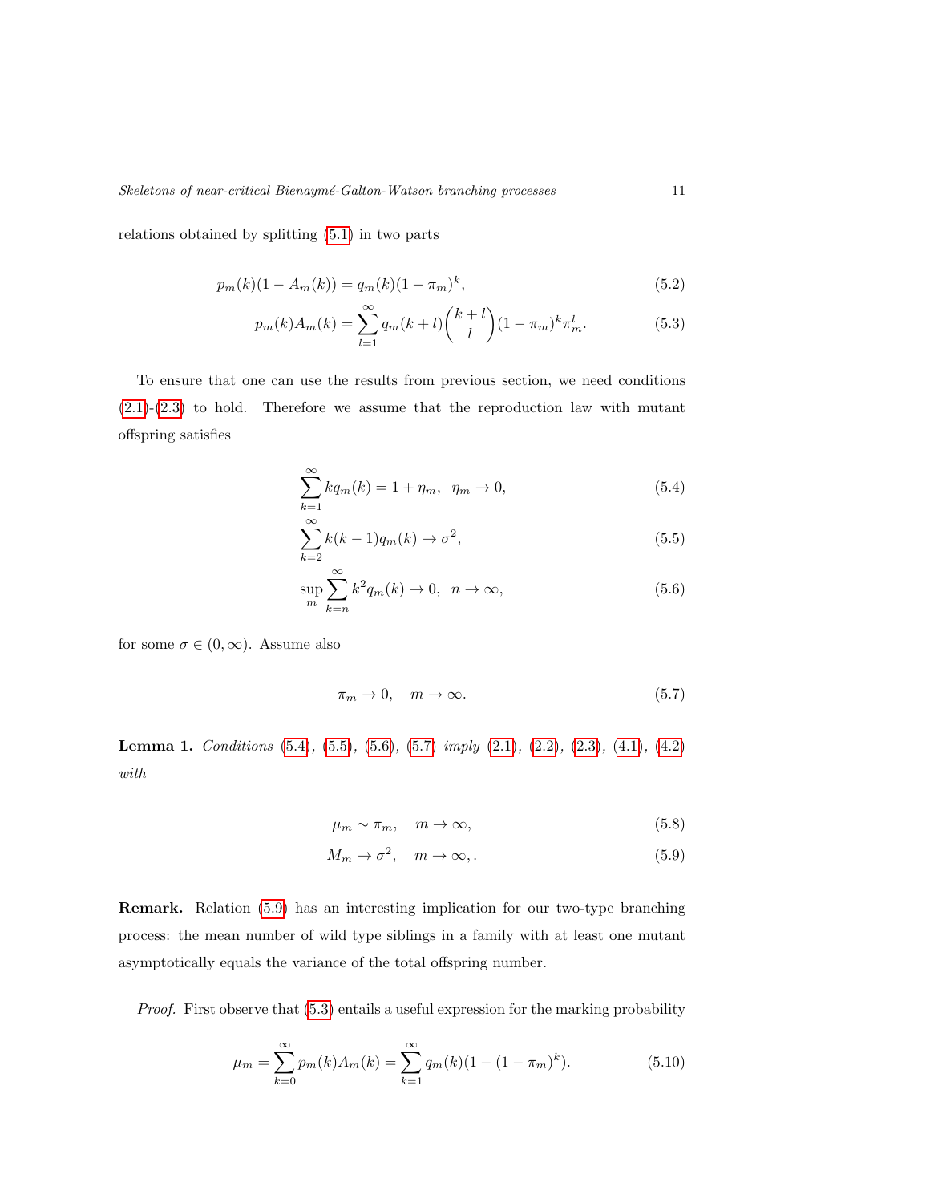relations obtained by splitting (5.1) in two parts

$$p_m(k)(1 - A_m(k)) = q_m(k)(1 - \pi_m)^k, \tag{5.2}$$

$$p_m(k)A_m(k) = \sum_{l=1}^{\infty} q_m(k+l)\binom{k+l}{l}(1 - \pi_m)^k \pi_m^l. \tag{5.3}$$

To ensure that one can use the results from previous section, we need conditions (2.1)-(2.3) to hold. Therefore we assume that the reproduction law with mutant offspring satisfies

$$\sum_{k=1}^{\infty} k q_m(k) = 1 + \eta_m, \quad \eta_m \to 0, \tag{5.4}$$

$$\sum_{k=2}^{\infty} k(k-1) q_m(k) \to \sigma^2, \tag{5.5}$$

$$\sup_m \sum_{k=n}^{\infty} k^2 q_m(k) \to 0, \quad n \to \infty, \tag{5.6}$$

for some $\sigma \in (0, \infty)$. Assume also

$$\pi_m \to 0, \quad m \to \infty. \tag{5.7}$$

**Lemma 1.** *Conditions* (5.4), (5.5), (5.6), (5.7) *imply* (2.1), (2.2), (2.3), (4.1), (4.2) *with*

$$\mu_m \sim \pi_m, \quad m \to \infty, \tag{5.8}$$

$$M_m \to \sigma^2, \quad m \to \infty,. \tag{5.9}$$

**Remark.** Relation (5.9) has an interesting implication for our two-type branching process: the mean number of wild type siblings in a family with at least one mutant asymptotically equals the variance of the total offspring number.

*Proof.* First observe that (5.3) entails a useful expression for the marking probability

$$\mu_m = \sum_{k=0}^{\infty} p_m(k)A_m(k) = \sum_{k=1}^{\infty} q_m(k)(1 - (1 - \pi_m)^k). \tag{5.10}$$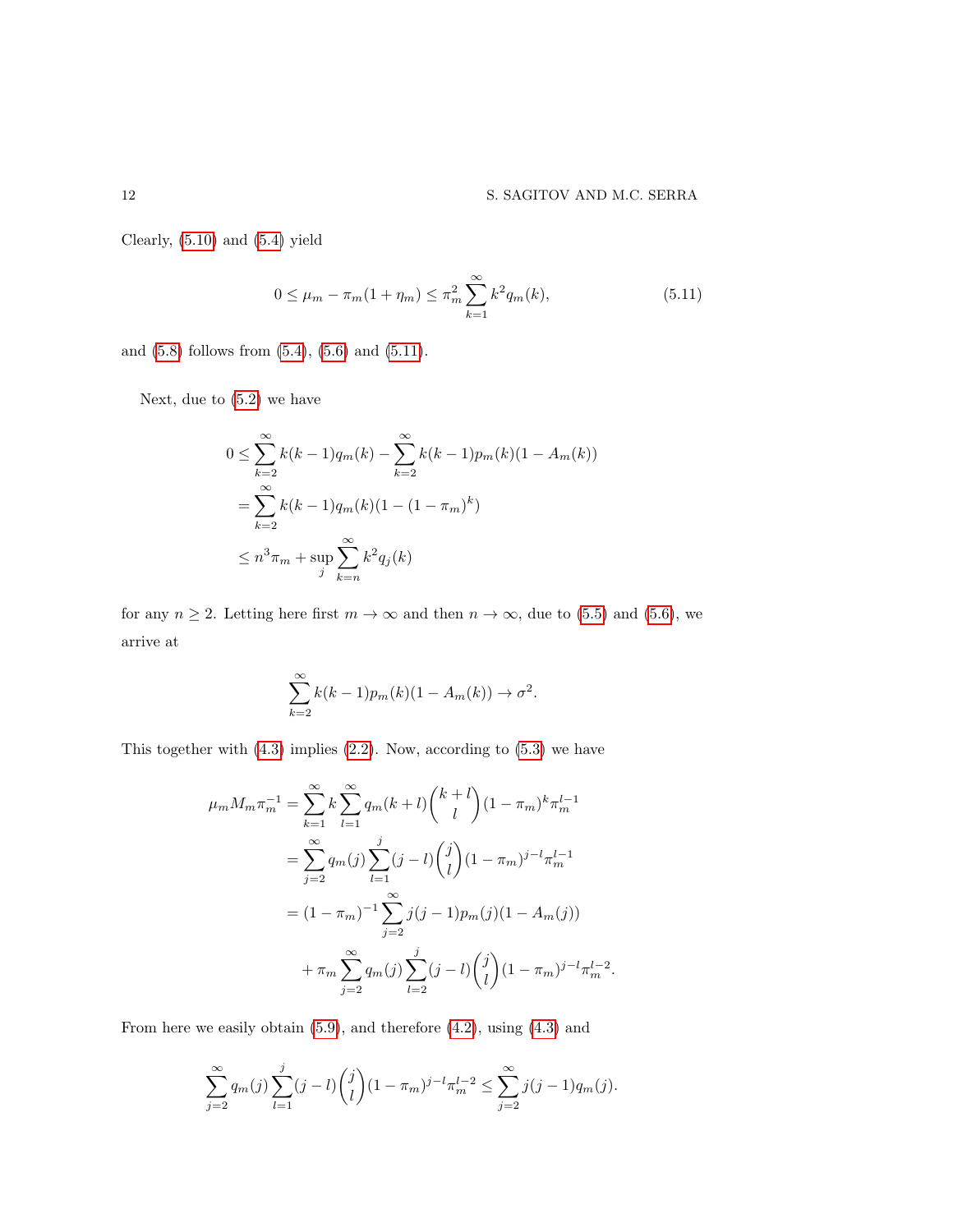Clearly, (5.10) and (5.4) yield

$$0 \leq \mu_m - \pi_m(1+\eta_m) \leq \pi_m^2 \sum_{k=1}^{\infty} k^2 q_m(k), \tag{5.11}$$

and (5.8) follows from (5.4), (5.6) and (5.11).

Next, due to (5.2) we have

$$\begin{aligned}
0 &\leq \sum_{k=2}^{\infty} k(k-1)q_m(k) - \sum_{k=2}^{\infty} k(k-1)p_m(k)(1-A_m(k)) \\
&= \sum_{k=2}^{\infty} k(k-1)q_m(k)(1-(1-\pi_m)^k) \\
&\leq n^3\pi_m + \sup_j \sum_{k=n}^{\infty} k^2 q_j(k)
\end{aligned}$$

for any $n \geq 2$. Letting here first $m \to \infty$ and then $n \to \infty$, due to (5.5) and (5.6), we arrive at

$$\sum_{k=2}^{\infty} k(k-1)p_m(k)(1-A_m(k)) \to \sigma^2.$$

This together with (4.3) implies (2.2). Now, according to (5.3) we have

$$\begin{aligned}
\mu_m M_m \pi_m^{-1} &= \sum_{k=1}^{\infty} k \sum_{l=1}^{\infty} q_m(k+l)\binom{k+l}{l}(1-\pi_m)^k \pi_m^{l-1} \\
&= \sum_{j=2}^{\infty} q_m(j) \sum_{l=1}^{j} (j-l)\binom{j}{l}(1-\pi_m)^{j-l}\pi_m^{l-1} \\
&= (1-\pi_m)^{-1} \sum_{j=2}^{\infty} j(j-1)p_m(j)(1-A_m(j)) \\
&\quad + \pi_m \sum_{j=2}^{\infty} q_m(j) \sum_{l=2}^{j} (j-l)\binom{j}{l}(1-\pi_m)^{j-l}\pi_m^{l-2}.
\end{aligned}$$

From here we easily obtain (5.9), and therefore (4.2), using (4.3) and

$$\sum_{j=2}^{\infty} q_m(j) \sum_{l=1}^{j} (j-l)\binom{j}{l}(1-\pi_m)^{j-l}\pi_m^{l-2} \leq \sum_{j=2}^{\infty} j(j-1)q_m(j).$$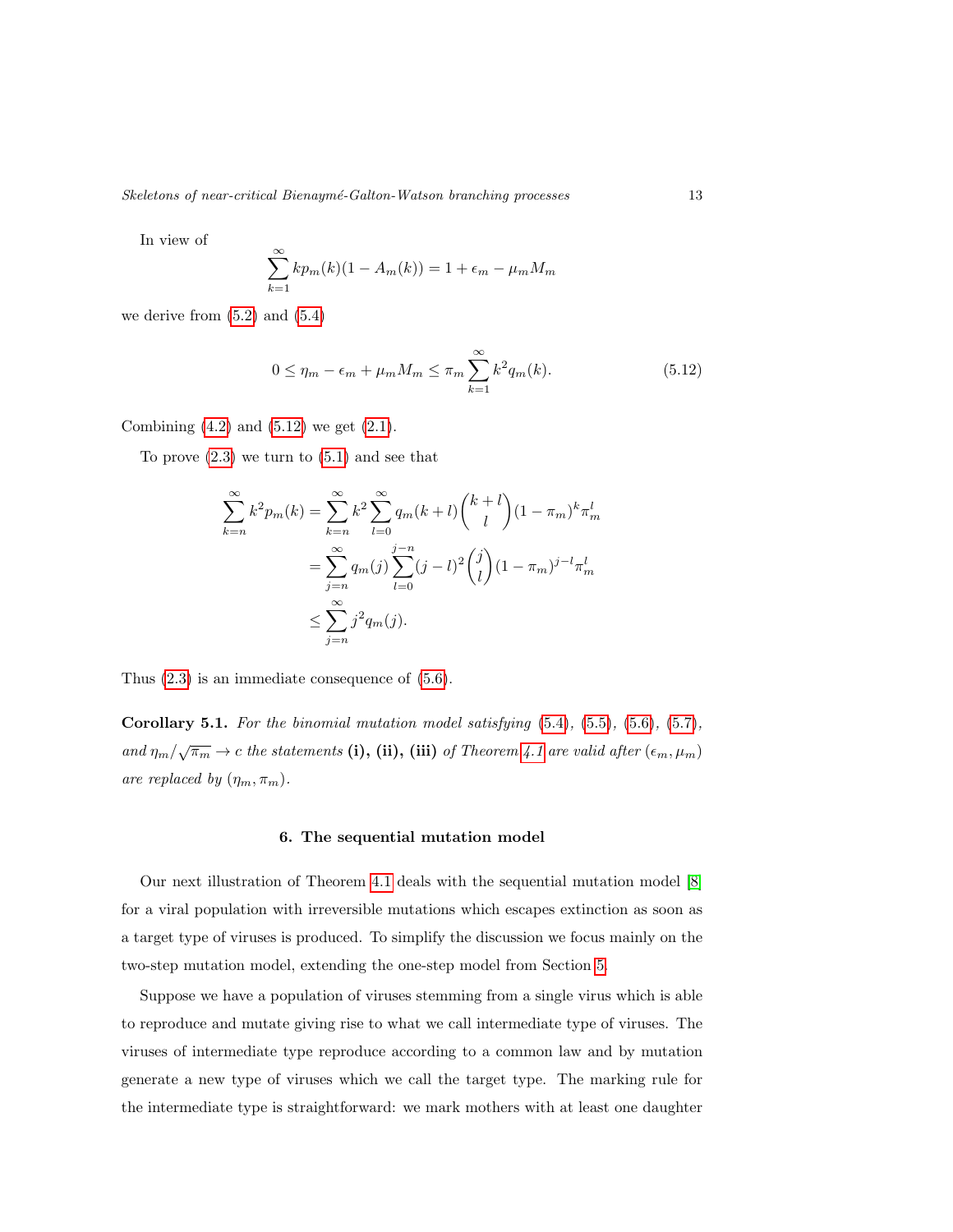In view of

$$\sum_{k=1}^{\infty} kp_m(k)(1 - A_m(k)) = 1 + \epsilon_m - \mu_m M_m$$

we derive from (5.2) and (5.4)

$$0 \leq \eta_m - \epsilon_m + \mu_m M_m \leq \pi_m \sum_{k=1}^{\infty} k^2 q_m(k). \tag{5.12}$$

Combining (4.2) and (5.12) we get (2.1).

To prove (2.3) we turn to (5.1) and see that

$$\begin{aligned}
\sum_{k=n}^{\infty} k^2 p_m(k) &= \sum_{k=n}^{\infty} k^2 \sum_{l=0}^{\infty} q_m(k+l) \binom{k+l}{l} (1-\pi_m)^k \pi_m^l \\
&= \sum_{j=n}^{\infty} q_m(j) \sum_{l=0}^{j-n} (j-l)^2 \binom{j}{l} (1-\pi_m)^{j-l} \pi_m^l \\
&\leq \sum_{j=n}^{\infty} j^2 q_m(j).
\end{aligned}$$

Thus (2.3) is an immediate consequence of (5.6).

**Corollary 5.1.** *For the binomial mutation model satisfying* (5.4), (5.5), (5.6), (5.7), *and* $\eta_m/\sqrt{\pi_m} \to c$ *the statements* **(i), (ii), (iii)** *of Theorem 4.1 are valid after* $(\epsilon_m, \mu_m)$ *are replaced by* $(\eta_m, \pi_m)$.

## 6. The sequential mutation model

Our next illustration of Theorem 4.1 deals with the sequential mutation model [8] for a viral population with irreversible mutations which escapes extinction as soon as a target type of viruses is produced. To simplify the discussion we focus mainly on the two-step mutation model, extending the one-step model from Section 5.

Suppose we have a population of viruses stemming from a single virus which is able to reproduce and mutate giving rise to what we call intermediate type of viruses. The viruses of intermediate type reproduce according to a common law and by mutation generate a new type of viruses which we call the target type. The marking rule for the intermediate type is straightforward: we mark mothers with at least one daughter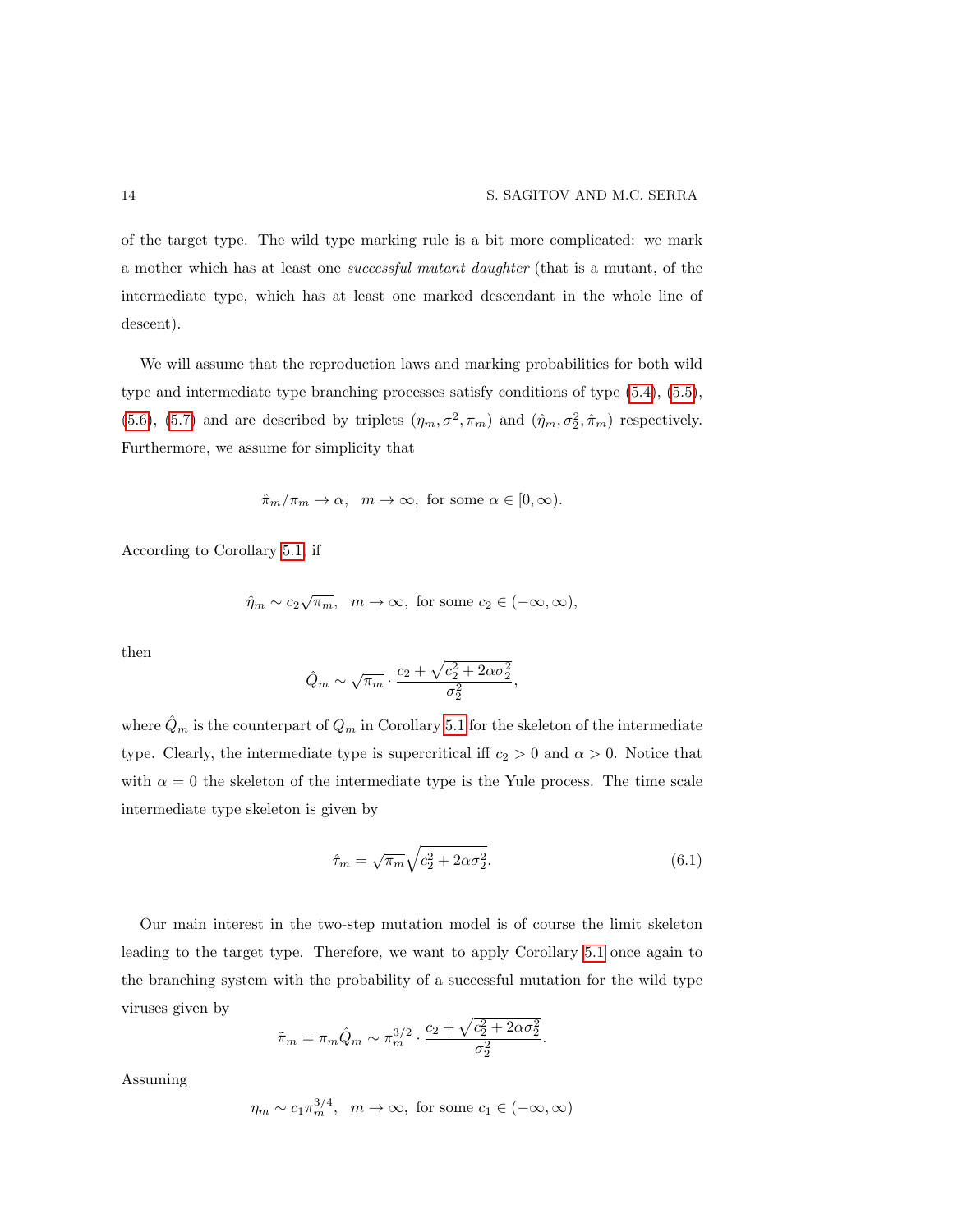of the target type. The wild type marking rule is a bit more complicated: we mark a mother which has at least one *successful mutant daughter* (that is a mutant, of the intermediate type, which has at least one marked descendant in the whole line of descent).

We will assume that the reproduction laws and marking probabilities for both wild type and intermediate type branching processes satisfy conditions of type (5.4), (5.5), (5.6), (5.7) and are described by triplets $(\eta_m, \sigma^2, \pi_m)$ and $(\hat{\eta}_m, \sigma_2^2, \hat{\pi}_m)$ respectively. Furthermore, we assume for simplicity that

$$\hat{\pi}_m/\pi_m \to \alpha, \quad m \to \infty, \text{ for some } \alpha \in [0, \infty).$$

According to Corollary 5.1, if

$$\hat{\eta}_m \sim c_2\sqrt{\pi_m}, \quad m \to \infty, \text{ for some } c_2 \in (-\infty, \infty),$$

then

$$\hat{Q}_m \sim \sqrt{\pi_m} \cdot \frac{c_2 + \sqrt{c_2^2 + 2\alpha\sigma_2^2}}{\sigma_2^2},$$

where $\hat{Q}_m$ is the counterpart of $Q_m$ in Corollary 5.1 for the skeleton of the intermediate type. Clearly, the intermediate type is supercritical iff $c_2 > 0$ and $\alpha > 0$. Notice that with $\alpha = 0$ the skeleton of the intermediate type is the Yule process. The time scale intermediate type skeleton is given by

$$\hat{\tau}_m = \sqrt{\pi_m}\sqrt{c_2^2 + 2\alpha\sigma_2^2}. \tag{6.1}$$

Our main interest in the two-step mutation model is of course the limit skeleton leading to the target type. Therefore, we want to apply Corollary 5.1 once again to the branching system with the probability of a successful mutation for the wild type viruses given by

$$\tilde{\pi}_m = \pi_m\hat{Q}_m \sim \pi_m^{3/2} \cdot \frac{c_2 + \sqrt{c_2^2 + 2\alpha\sigma_2^2}}{\sigma_2^2}.$$

Assuming

$$\eta_m \sim c_1\pi_m^{3/4}, \quad m \to \infty, \text{ for some } c_1 \in (-\infty, \infty)$$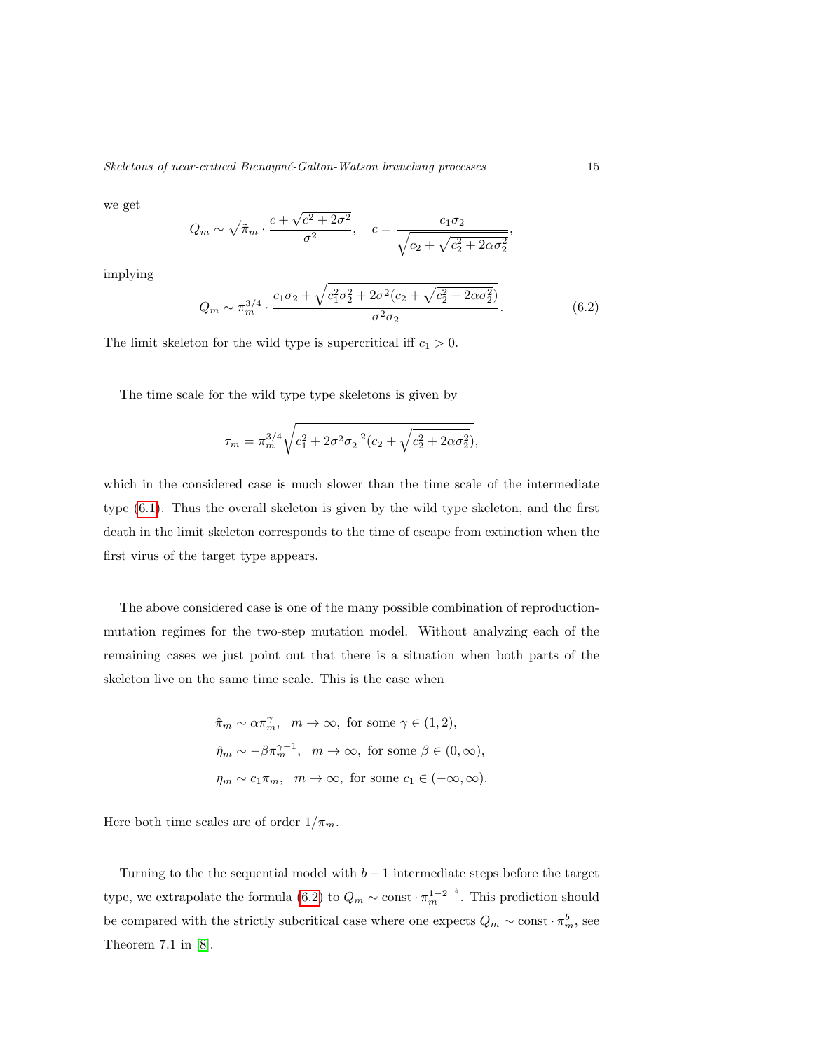we get

$$Q_m \sim \sqrt{\tilde{\pi}_m} \cdot \frac{c + \sqrt{c^2 + 2\sigma^2}}{\sigma^2}, \quad c = \frac{c_1 \sigma_2}{\sqrt{c_2 + \sqrt{c_2^2 + 2\alpha\sigma_2^2}}},$$

implying

$$Q_m \sim \pi_m^{3/4} \cdot \frac{c_1\sigma_2 + \sqrt{c_1^2\sigma_2^2 + 2\sigma^2(c_2 + \sqrt{c_2^2 + 2\alpha\sigma_2^2})}}{\sigma^2\sigma_2}. \tag{6.2}$$

The limit skeleton for the wild type is supercritical iff $c_1 > 0$.

The time scale for the wild type type skeletons is given by

$$\tau_m = \pi_m^{3/4}\sqrt{c_1^2 + 2\sigma^2\sigma_2^{-2}(c_2 + \sqrt{c_2^2 + 2\alpha\sigma_2^2})},$$

which in the considered case is much slower than the time scale of the intermediate type (6.1). Thus the overall skeleton is given by the wild type skeleton, and the first death in the limit skeleton corresponds to the time of escape from extinction when the first virus of the target type appears.

The above considered case is one of the many possible combination of reproduction-mutation regimes for the two-step mutation model. Without analyzing each of the remaining cases we just point out that there is a situation when both parts of the skeleton live on the same time scale. This is the case when

$$\begin{aligned}
&\hat{\pi}_m \sim \alpha\pi_m^{\gamma}, \quad m \to \infty, \text{ for some } \gamma \in (1,2),\\
&\hat{\eta}_m \sim -\beta\pi_m^{\gamma-1}, \quad m \to \infty, \text{ for some } \beta \in (0,\infty),\\
&\eta_m \sim c_1\pi_m, \quad m \to \infty, \text{ for some } c_1 \in (-\infty,\infty).
\end{aligned}$$

Here both time scales are of order $1/\pi_m$.

Turning to the the sequential model with $b-1$ intermediate steps before the target type, we extrapolate the formula (6.2) to $Q_m \sim \text{const} \cdot \pi_m^{1-2^{-b}}$. This prediction should be compared with the strictly subcritical case where one expects $Q_m \sim \text{const} \cdot \pi_m^b$, see Theorem 7.1 in [8].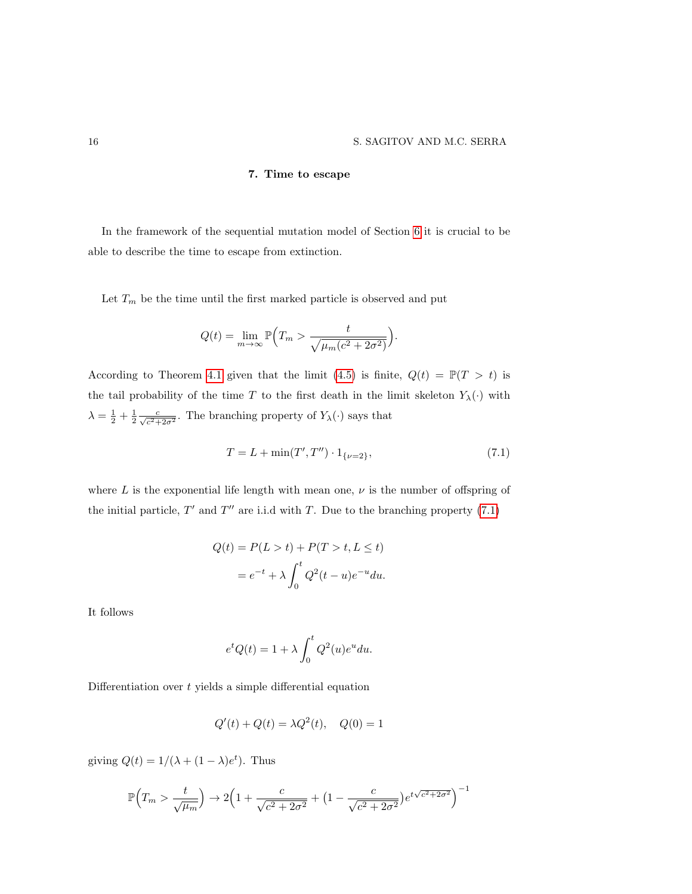## 7. Time to escape

In the framework of the sequential mutation model of Section 6 it is crucial to be able to describe the time to escape from extinction.

Let $T_m$ be the time until the first marked particle is observed and put

$$Q(t) = \lim_{m\to\infty} \mathbb{P}\Big(T_m > \frac{t}{\sqrt{\mu_m(c^2+2\sigma^2)}}\Big).$$

According to Theorem 4.1 given that the limit (4.5) is finite, $Q(t) = \mathbb{P}(T > t)$ is the tail probability of the time $T$ to the first death in the limit skeleton $Y_\lambda(\cdot)$ with $\lambda = \frac{1}{2} + \frac{1}{2}\frac{c}{\sqrt{c^2+2\sigma^2}}$. The branching property of $Y_\lambda(\cdot)$ says that

$$T = L + \min(T', T'') \cdot 1_{\{\nu=2\}}, \tag{7.1}$$

where $L$ is the exponential life length with mean one, $\nu$ is the number of offspring of the initial particle, $T'$ and $T''$ are i.i.d with $T$. Due to the branching property (7.1)

$$\begin{aligned}
Q(t) &= P(L > t) + P(T > t, L \le t) \\
&= e^{-t} + \lambda \int_0^t Q^2(t-u)e^{-u}du.
\end{aligned}$$

It follows

$$e^t Q(t) = 1 + \lambda \int_0^t Q^2(u)e^u du.$$

Differentiation over $t$ yields a simple differential equation

$$Q'(t) + Q(t) = \lambda Q^2(t), \quad Q(0) = 1$$

giving $Q(t) = 1/(\lambda + (1-\lambda)e^t)$. Thus

$$\mathbb{P}\Big(T_m > \frac{t}{\sqrt{\mu_m}}\Big) \to 2\Big(1 + \frac{c}{\sqrt{c^2+2\sigma^2}} + \big(1 - \frac{c}{\sqrt{c^2+2\sigma^2}}\big)e^{t\sqrt{c^2+2\sigma^2}}\Big)^{-1}$$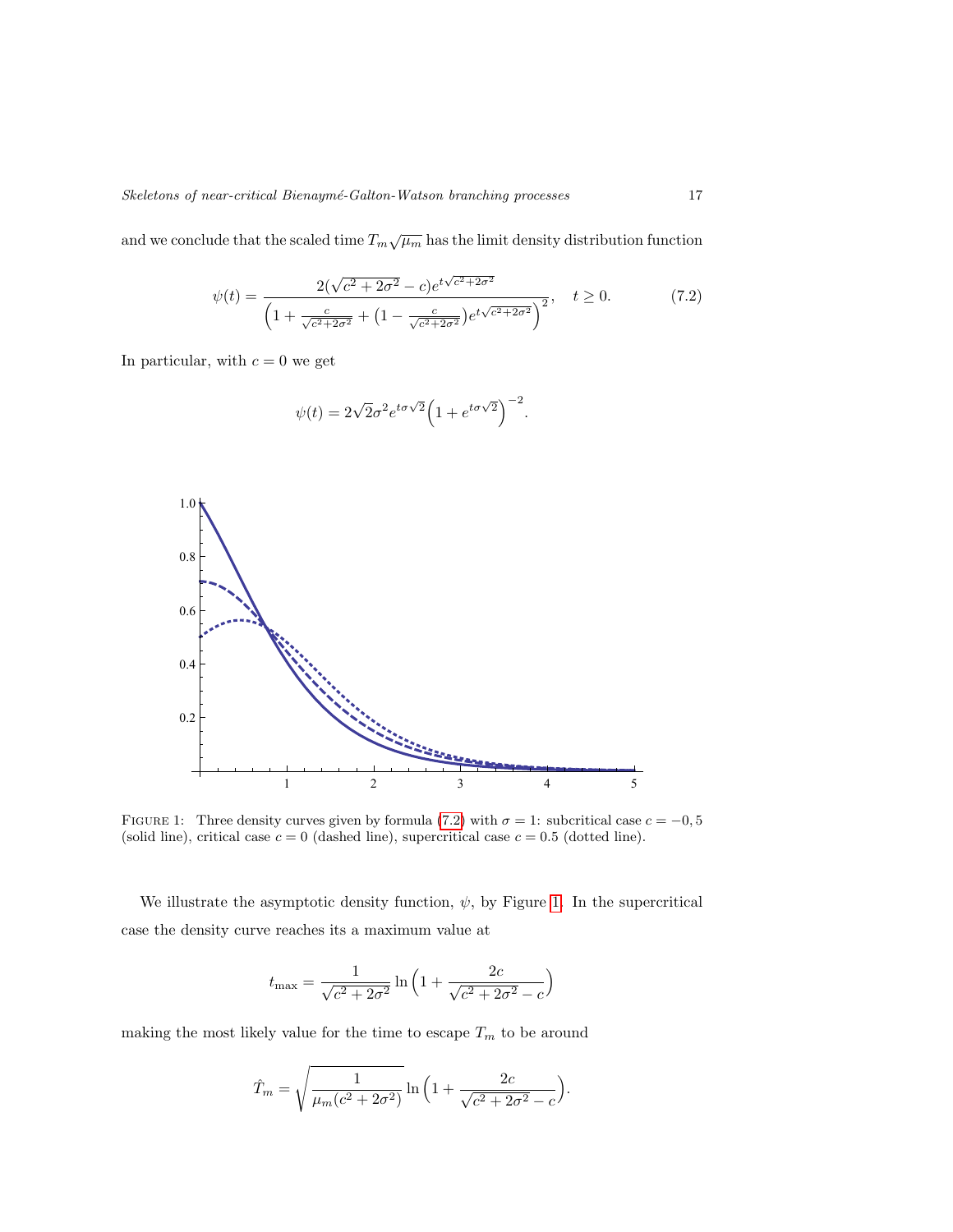and we conclude that the scaled time $T_m\sqrt{\mu_m}$ has the limit density distribution function

$$\psi(t) = \frac{2(\sqrt{c^2+2\sigma^2}-c)e^{t\sqrt{c^2+2\sigma^2}}}{\Big(1+\frac{c}{\sqrt{c^2+2\sigma^2}}+\big(1-\frac{c}{\sqrt{c^2+2\sigma^2}}\big)e^{t\sqrt{c^2+2\sigma^2}}\Big)^2}, \quad t \geq 0. \tag{7.2}$$

In particular, with $c = 0$ we get

$$\psi(t) = 2\sqrt{2}\sigma^2 e^{t\sigma\sqrt{2}}\Big(1+e^{t\sigma\sqrt{2}}\Big)^{-2}.$$

FIGURE 1: Three density curves given by formula (7.2) with $\sigma = 1$: subcritical case $c = -0,5$ (solid line), critical case $c = 0$ (dashed line), supercritical case $c = 0.5$ (dotted line).

We illustrate the asymptotic density function, $\psi$, by Figure 1. In the supercritical case the density curve reaches its a maximum value at

$$t_{\max} = \frac{1}{\sqrt{c^2+2\sigma^2}}\ln\Big(1+\frac{2c}{\sqrt{c^2+2\sigma^2}-c}\Big)$$

making the most likely value for the time to escape $T_m$ to be around

$$\hat{T}_m = \sqrt{\frac{1}{\mu_m(c^2+2\sigma^2)}}\ln\Big(1+\frac{2c}{\sqrt{c^2+2\sigma^2}-c}\Big).$$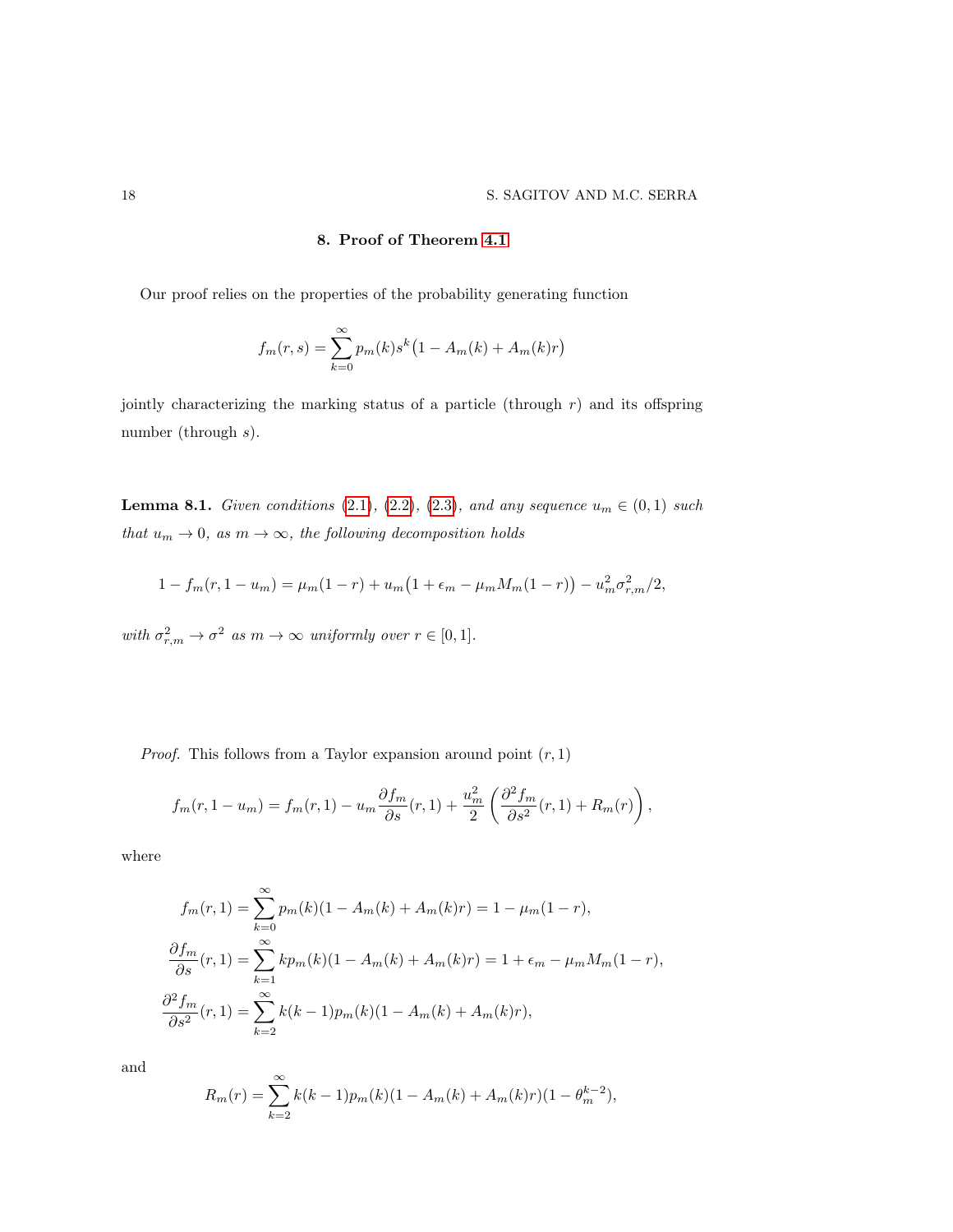## 8. Proof of Theorem 4.1

Our proof relies on the properties of the probability generating function

$$f_m(r,s) = \sum_{k=0}^{\infty} p_m(k) s^k \big(1 - A_m(k) + A_m(k) r\big)$$

jointly characterizing the marking status of a particle (through $r$) and its offspring number (through $s$).

**Lemma 8.1.** *Given conditions* (2.1), (2.2), (2.3), *and any sequence $u_m \in (0,1)$ such that $u_m \to 0$, as $m \to \infty$, the following decomposition holds*

$$1 - f_m(r, 1-u_m) = \mu_m(1-r) + u_m\big(1 + \epsilon_m - \mu_m M_m(1-r)\big) - u_m^2 \sigma_{r,m}^2/2,$$

*with $\sigma_{r,m}^2 \to \sigma^2$ as $m \to \infty$ uniformly over $r \in [0,1]$.*

*Proof.* This follows from a Taylor expansion around point $(r,1)$

$$f_m(r, 1-u_m) = f_m(r,1) - u_m \frac{\partial f_m}{\partial s}(r,1) + \frac{u_m^2}{2}\left(\frac{\partial^2 f_m}{\partial s^2}(r,1) + R_m(r)\right),$$

where

$$\begin{aligned}
f_m(r,1) &= \sum_{k=0}^{\infty} p_m(k)(1 - A_m(k) + A_m(k) r) = 1 - \mu_m(1-r),\\
\frac{\partial f_m}{\partial s}(r,1) &= \sum_{k=1}^{\infty} k p_m(k)(1 - A_m(k) + A_m(k) r) = 1 + \epsilon_m - \mu_m M_m(1-r),\\
\frac{\partial^2 f_m}{\partial s^2}(r,1) &= \sum_{k=2}^{\infty} k(k-1) p_m(k)(1 - A_m(k) + A_m(k) r),
\end{aligned}$$

and

$$R_m(r) = \sum_{k=2}^{\infty} k(k-1) p_m(k)(1 - A_m(k) + A_m(k) r)(1 - \theta_m^{k-2}),$$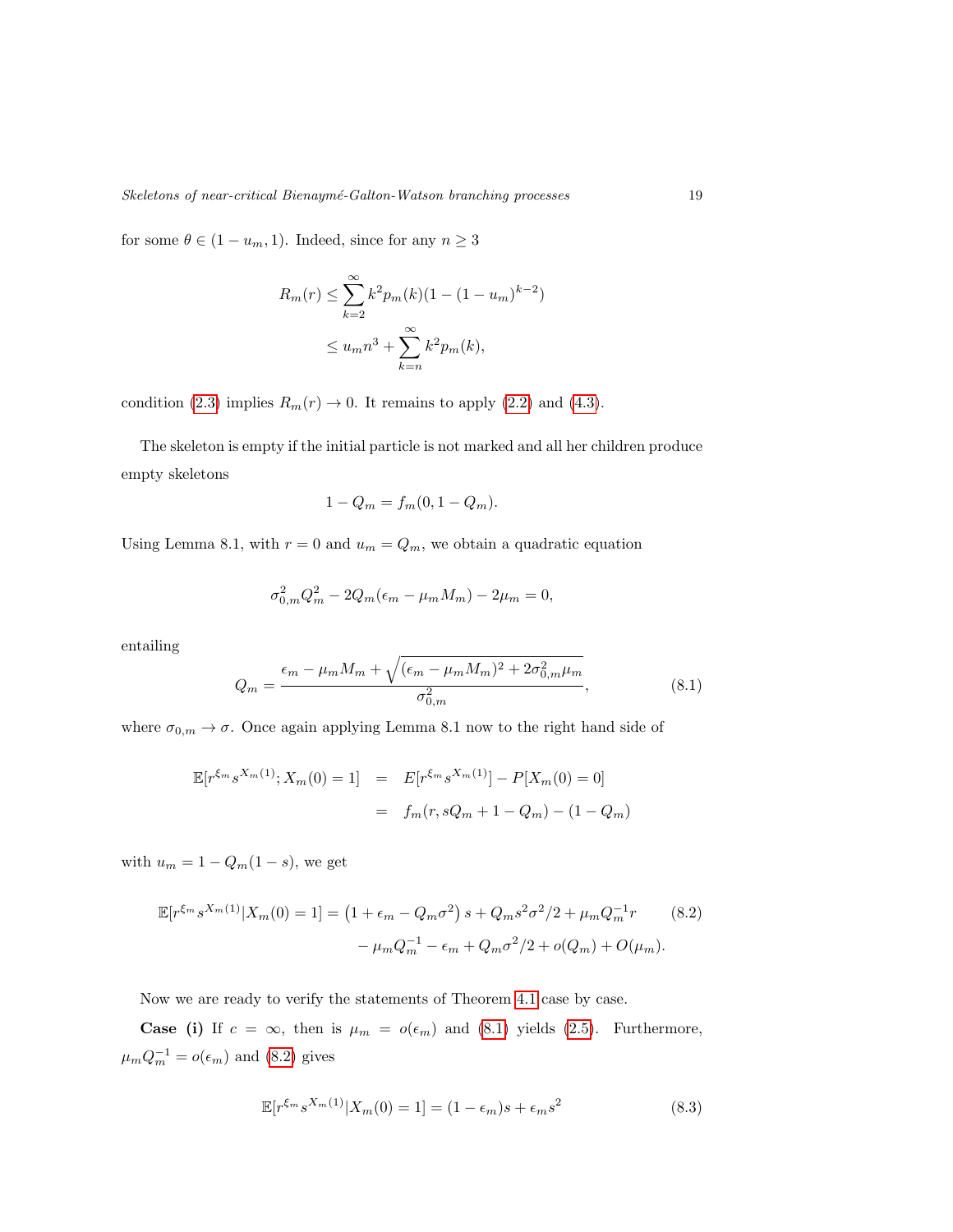for some $\theta \in (1-u_m, 1)$. Indeed, since for any $n \geq 3$

$$
\begin{aligned}
R_m(r) &\leq \sum_{k=2}^{\infty} k^2 p_m(k)(1-(1-u_m)^{k-2}) \\
&\leq u_m n^3 + \sum_{k=n}^{\infty} k^2 p_m(k),
\end{aligned}
$$

condition (2.3) implies $R_m(r) \to 0$. It remains to apply (2.2) and (4.3).

The skeleton is empty if the initial particle is not marked and all her children produce empty skeletons

$$1 - Q_m = f_m(0, 1 - Q_m).$$

Using Lemma 8.1, with $r = 0$ and $u_m = Q_m$, we obtain a quadratic equation

$$\sigma_{0,m}^2 Q_m^2 - 2Q_m(\epsilon_m - \mu_m M_m) - 2\mu_m = 0,$$

entailing

$$Q_m = \frac{\epsilon_m - \mu_m M_m + \sqrt{(\epsilon_m - \mu_m M_m)^2 + 2\sigma_{0,m}^2 \mu_m}}{\sigma_{0,m}^2}, \tag{8.1}$$

where $\sigma_{0,m} \to \sigma$. Once again applying Lemma 8.1 now to the right hand side of

$$
\begin{aligned}
\mathbb{E}[r^{\xi_m} s^{X_m(1)}; X_m(0) = 1] &= E[r^{\xi_m} s^{X_m(1)}] - P[X_m(0) = 0] \\
&= f_m(r, sQ_m + 1 - Q_m) - (1 - Q_m)
\end{aligned}
$$

with $u_m = 1 - Q_m(1-s)$, we get

$$
\begin{aligned}
\mathbb{E}[r^{\xi_m} s^{X_m(1)} | X_m(0) = 1] = \left(1 + \epsilon_m - Q_m \sigma^2\right) s + Q_m s^2 \sigma^2 / 2 + \mu_m Q_m^{-1} r \\
- \mu_m Q_m^{-1} - \epsilon_m + Q_m \sigma^2 / 2 + o(Q_m) + O(\mu_m).
\end{aligned}
\tag{8.2}
$$

Now we are ready to verify the statements of Theorem 4.1 case by case.

**Case (i)** If $c = \infty$, then is $\mu_m = o(\epsilon_m)$ and (8.1) yields (2.5). Furthermore, $\mu_m Q_m^{-1} = o(\epsilon_m)$ and (8.2) gives

$$\mathbb{E}[r^{\xi_m} s^{X_m(1)} | X_m(0) = 1] = (1 - \epsilon_m)s + \epsilon_m s^2 \tag{8.3}$$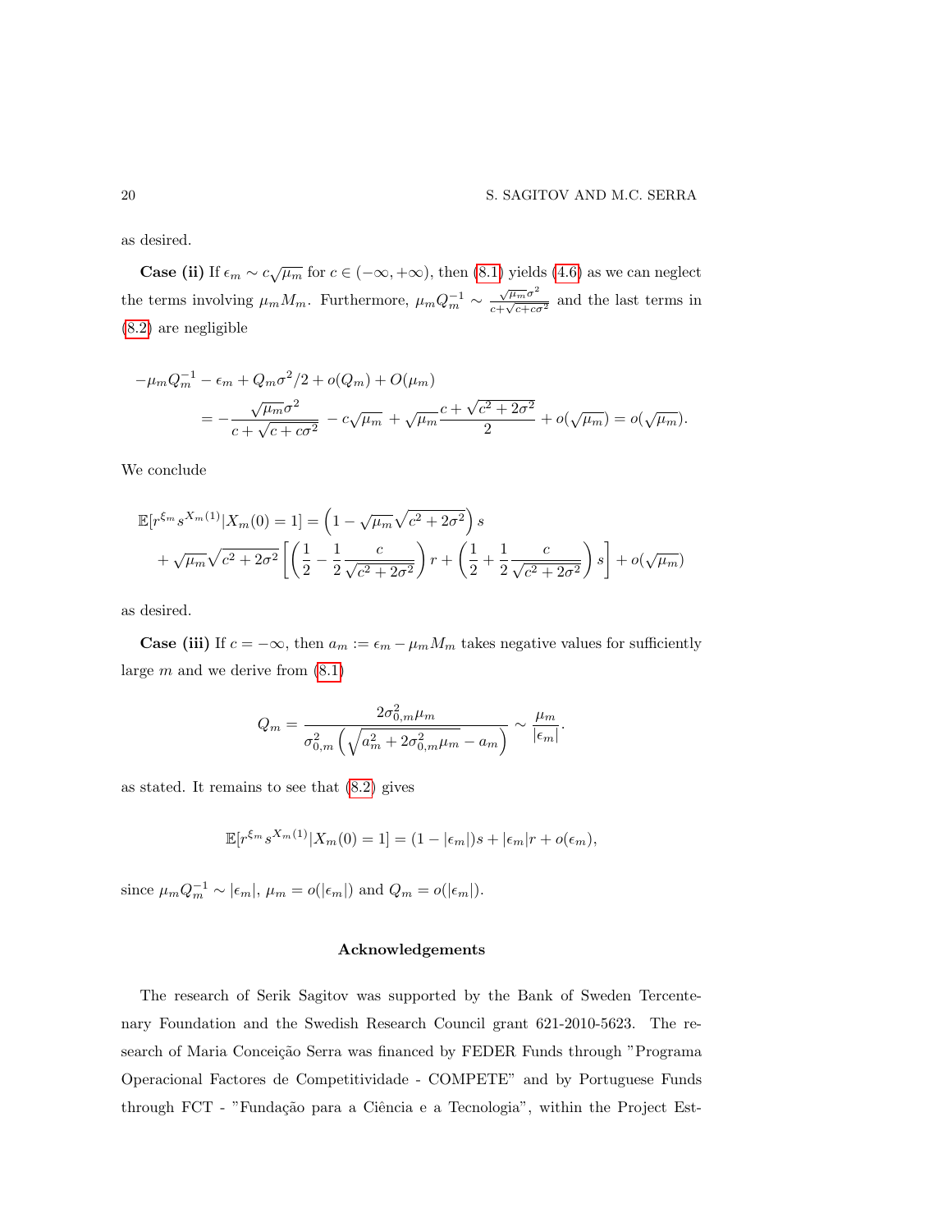as desired.

**Case (ii)** If $\epsilon_m \sim c\sqrt{\mu_m}$ for $c \in (-\infty, +\infty)$, then (8.1) yields (4.6) as we can neglect the terms involving $\mu_m M_m$. Furthermore, $\mu_m Q_m^{-1} \sim \frac{\sqrt{\mu_m}\sigma^2}{c+\sqrt{c+c\sigma^2}}$ and the last terms in (8.2) are negligible

$$
\begin{aligned}
-\mu_m Q_m^{-1} &- \epsilon_m + Q_m\sigma^2/2 + o(Q_m) + O(\mu_m) \\
&= -\frac{\sqrt{\mu_m}\sigma^2}{c+\sqrt{c+c\sigma^2}} - c\sqrt{\mu_m} + \sqrt{\mu_m}\frac{c+\sqrt{c^2+2\sigma^2}}{2} + o(\sqrt{\mu_m}) = o(\sqrt{\mu_m}).
\end{aligned}
$$

We conclude

$$
\begin{aligned}
\mathbb{E}[r^{\xi_m} s^{X_m(1)} | X_m(0) = 1] &= \left(1 - \sqrt{\mu_m}\sqrt{c^2+2\sigma^2}\right) s \\
&+ \sqrt{\mu_m}\sqrt{c^2+2\sigma^2}\left[\left(\frac{1}{2} - \frac{1}{2}\frac{c}{\sqrt{c^2+2\sigma^2}}\right) r + \left(\frac{1}{2} + \frac{1}{2}\frac{c}{\sqrt{c^2+2\sigma^2}}\right) s\right] + o(\sqrt{\mu_m})
\end{aligned}
$$

as desired.

**Case (iii)** If $c = -\infty$, then $a_m := \epsilon_m - \mu_m M_m$ takes negative values for sufficiently large $m$ and we derive from (8.1)

$$
Q_m = \frac{2\sigma_{0,m}^2 \mu_m}{\sigma_{0,m}^2\left(\sqrt{a_m^2 + 2\sigma_{0,m}^2\mu_m} - a_m\right)} \sim \frac{\mu_m}{|\epsilon_m|}.
$$

as stated. It remains to see that (8.2) gives

$$
\mathbb{E}[r^{\xi_m} s^{X_m(1)} | X_m(0) = 1] = (1 - |\epsilon_m|)s + |\epsilon_m| r + o(\epsilon_m),
$$

since $\mu_m Q_m^{-1} \sim |\epsilon_m|$, $\mu_m = o(|\epsilon_m|)$ and $Q_m = o(|\epsilon_m|)$.

## Acknowledgements

The research of Serik Sagitov was supported by the Bank of Sweden Tercentenary Foundation and the Swedish Research Council grant 621-2010-5623. The research of Maria Conceição Serra was financed by FEDER Funds through "Programa Operacional Factores de Competitividade - COMPETE" and by Portuguese Funds through FCT - "Fundação para a Ciência e a Tecnologia", within the Project Est-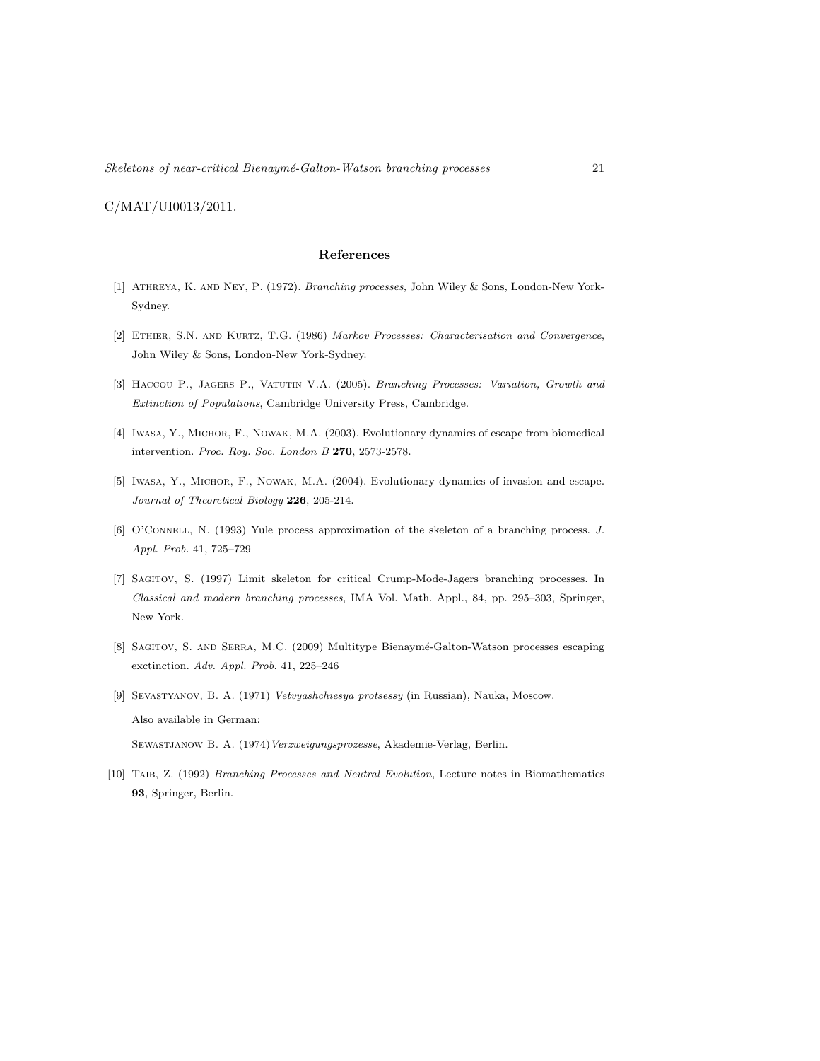C/MAT/UI0013/2011.

## References

[1] Athreya, K. and Ney, P. (1972). *Branching processes*, John Wiley & Sons, London-New York-Sydney.

[2] Ethier, S.N. and Kurtz, T.G. (1986) *Markov Processes: Characterisation and Convergence*, John Wiley & Sons, London-New York-Sydney.

[3] Haccou P., Jagers P., Vatutin V.A. (2005). *Branching Processes: Variation, Growth and Extinction of Populations*, Cambridge University Press, Cambridge.

[4] Iwasa, Y., Michor, F., Nowak, M.A. (2003). Evolutionary dynamics of escape from biomedical intervention. *Proc. Roy. Soc. London B* **270**, 2573-2578.

[5] Iwasa, Y., Michor, F., Nowak, M.A. (2004). Evolutionary dynamics of invasion and escape. *Journal of Theoretical Biology* **226**, 205-214.

[6] O'Connell, N. (1993) Yule process approximation of the skeleton of a branching process. *J. Appl. Prob.* 41, 725–729

[7] Sagitov, S. (1997) Limit skeleton for critical Crump-Mode-Jagers branching processes. In *Classical and modern branching processes*, IMA Vol. Math. Appl., 84, pp. 295–303, Springer, New York.

[8] Sagitov, S. and Serra, M.C. (2009) Multitype Bienaymé-Galton-Watson processes escaping exctinction. *Adv. Appl. Prob.* 41, 225–246

[9] Sevastyanov, B. A. (1971) *Vetvyashchiesya protsessy* (in Russian), Nauka, Moscow.

Also available in German:

Sewastjanow B. A. (1974) *Verzweigungsprozesse*, Akademie-Verlag, Berlin.

[10] Taib, Z. (1992) *Branching Processes and Neutral Evolution*, Lecture notes in Biomathematics **93**, Springer, Berlin.